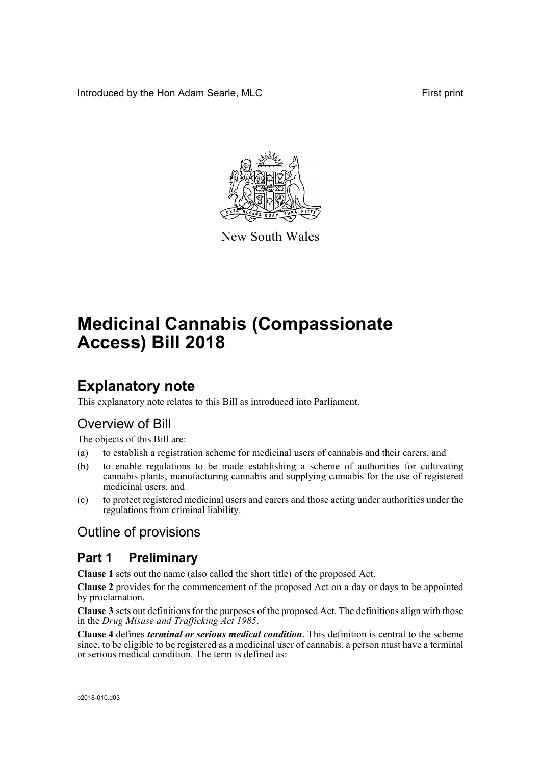Introduced by the Hon Adam Searle, MLC First print

New South Wales

# Medicinal Cannabis (Compassionate Access) Bill 2018

## Explanatory note

This explanatory note relates to this Bill as introduced into Parliament.

### Overview of Bill

The objects of this Bill are:

(a) to establish a registration scheme for medicinal users of cannabis and their carers, and

(b) to enable regulations to be made establishing a scheme of authorities for cultivating cannabis plants, manufacturing cannabis and supplying cannabis for the use of registered medicinal users, and

(c) to protect registered medicinal users and carers and those acting under authorities under the regulations from criminal liability.

### Outline of provisions

## Part 1 Preliminary

**Clause 1** sets out the name (also called the short title) of the proposed Act.

**Clause 2** provides for the commencement of the proposed Act on a day or days to be appointed by proclamation.

**Clause 3** sets out definitions for the purposes of the proposed Act. The definitions align with those in the *Drug Misuse and Trafficking Act 1985*.

**Clause 4** defines ***terminal or serious medical condition***. This definition is central to the scheme since, to be eligible to be registered as a medicinal user of cannabis, a person must have a terminal or serious medical condition. The term is defined as:

b2018-010.d03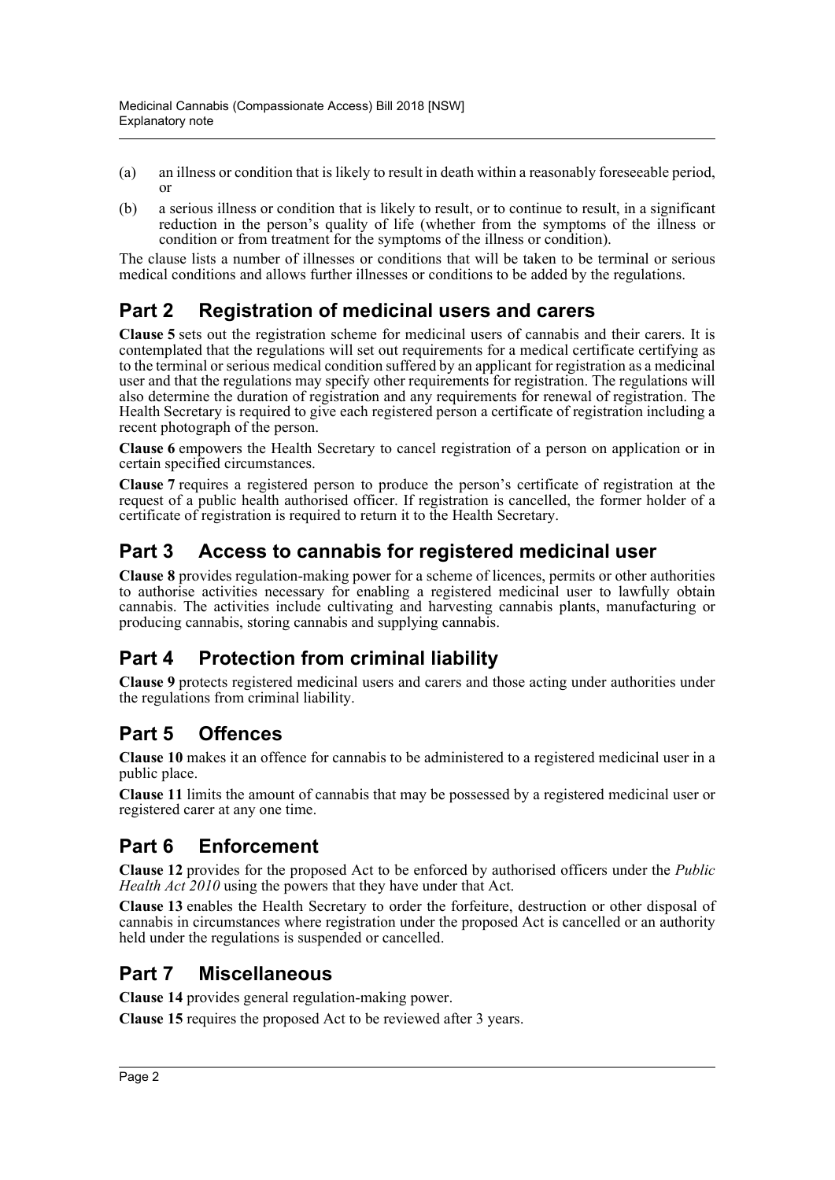(a) an illness or condition that is likely to result in death within a reasonably foreseeable period, or

(b) a serious illness or condition that is likely to result, or to continue to result, in a significant reduction in the person's quality of life (whether from the symptoms of the illness or condition or from treatment for the symptoms of the illness or condition).

The clause lists a number of illnesses or conditions that will be taken to be terminal or serious medical conditions and allows further illnesses or conditions to be added by the regulations.

## Part 2 Registration of medicinal users and carers

**Clause 5** sets out the registration scheme for medicinal users of cannabis and their carers. It is contemplated that the regulations will set out requirements for a medical certificate certifying as to the terminal or serious medical condition suffered by an applicant for registration as a medicinal user and that the regulations may specify other requirements for registration. The regulations will also determine the duration of registration and any requirements for renewal of registration. The Health Secretary is required to give each registered person a certificate of registration including a recent photograph of the person.

**Clause 6** empowers the Health Secretary to cancel registration of a person on application or in certain specified circumstances.

**Clause 7** requires a registered person to produce the person's certificate of registration at the request of a public health authorised officer. If registration is cancelled, the former holder of a certificate of registration is required to return it to the Health Secretary.

## Part 3 Access to cannabis for registered medicinal user

**Clause 8** provides regulation-making power for a scheme of licences, permits or other authorities to authorise activities necessary for enabling a registered medicinal user to lawfully obtain cannabis. The activities include cultivating and harvesting cannabis plants, manufacturing or producing cannabis, storing cannabis and supplying cannabis.

## Part 4 Protection from criminal liability

**Clause 9** protects registered medicinal users and carers and those acting under authorities under the regulations from criminal liability.

## Part 5 Offences

**Clause 10** makes it an offence for cannabis to be administered to a registered medicinal user in a public place.

**Clause 11** limits the amount of cannabis that may be possessed by a registered medicinal user or registered carer at any one time.

## Part 6 Enforcement

**Clause 12** provides for the proposed Act to be enforced by authorised officers under the *Public Health Act 2010* using the powers that they have under that Act.

**Clause 13** enables the Health Secretary to order the forfeiture, destruction or other disposal of cannabis in circumstances where registration under the proposed Act is cancelled or an authority held under the regulations is suspended or cancelled.

## Part 7 Miscellaneous

**Clause 14** provides general regulation-making power.

**Clause 15** requires the proposed Act to be reviewed after 3 years.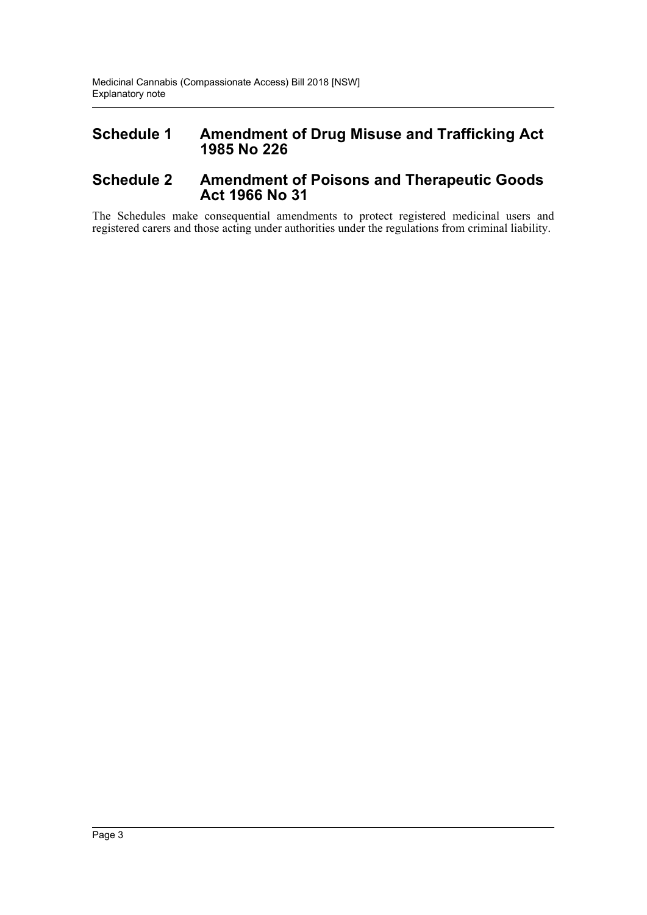## Schedule 1 Amendment of Drug Misuse and Trafficking Act 1985 No 226

## Schedule 2 Amendment of Poisons and Therapeutic Goods Act 1966 No 31

The Schedules make consequential amendments to protect registered medicinal users and registered carers and those acting under authorities under the regulations from criminal liability.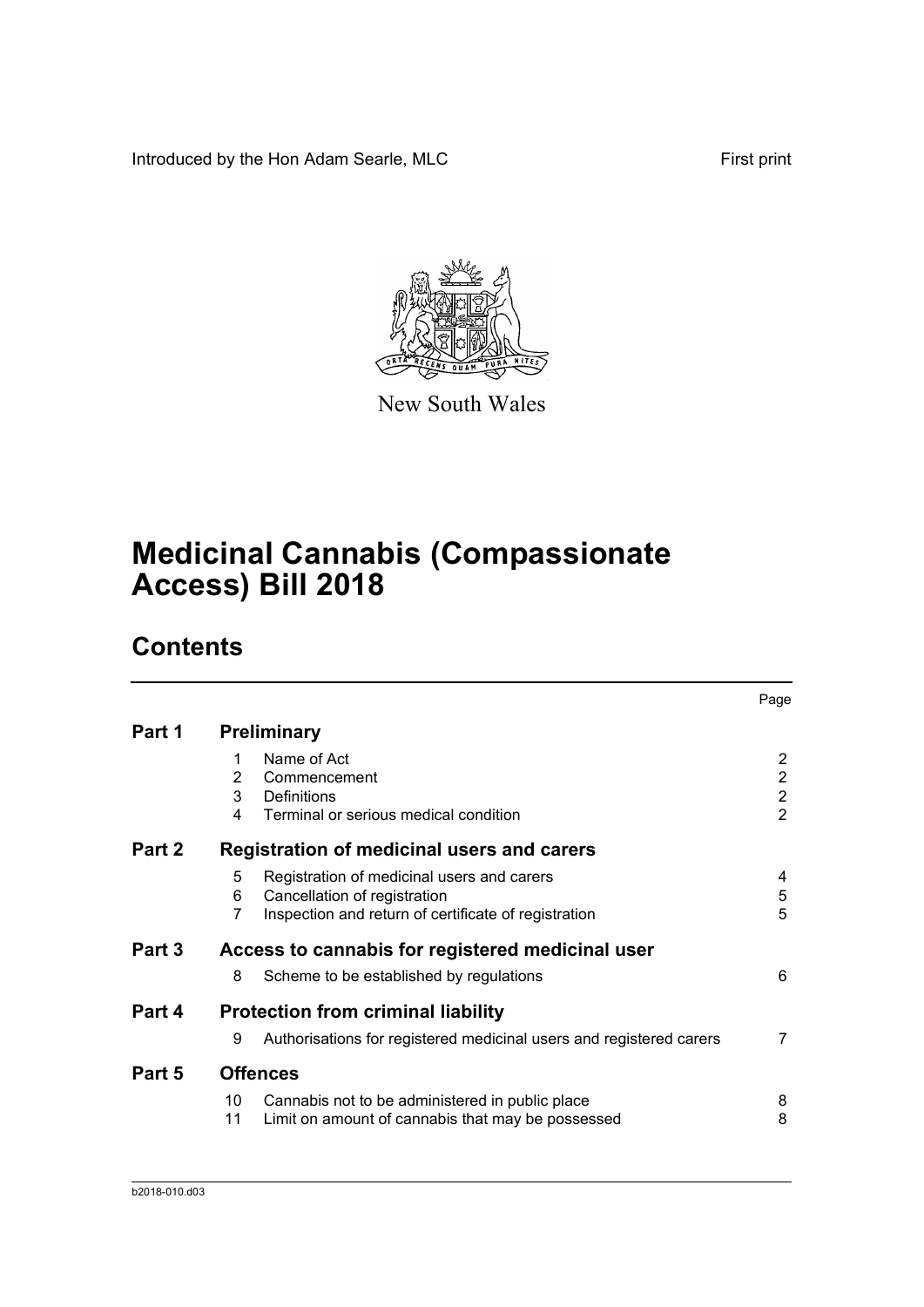Introduced by the Hon Adam Searle, MLC First print

New South Wales

# Medicinal Cannabis (Compassionate Access) Bill 2018

## Contents

| | | | Page |
|---|---|---|---|
| **Part 1** | **Preliminary** | | |
| | 1 | Name of Act | 2 |
| | 2 | Commencement | 2 |
| | 3 | Definitions | 2 |
| | 4 | Terminal or serious medical condition | 2 |
| **Part 2** | **Registration of medicinal users and carers** | | |
| | 5 | Registration of medicinal users and carers | 4 |
| | 6 | Cancellation of registration | 5 |
| | 7 | Inspection and return of certificate of registration | 5 |
| **Part 3** | **Access to cannabis for registered medicinal user** | | |
| | 8 | Scheme to be established by regulations | 6 |
| **Part 4** | **Protection from criminal liability** | | |
| | 9 | Authorisations for registered medicinal users and registered carers | 7 |
| **Part 5** | **Offences** | | |
| | 10 | Cannabis not to be administered in public place | 8 |
| | 11 | Limit on amount of cannabis that may be possessed | 8 |

b2018-010.d03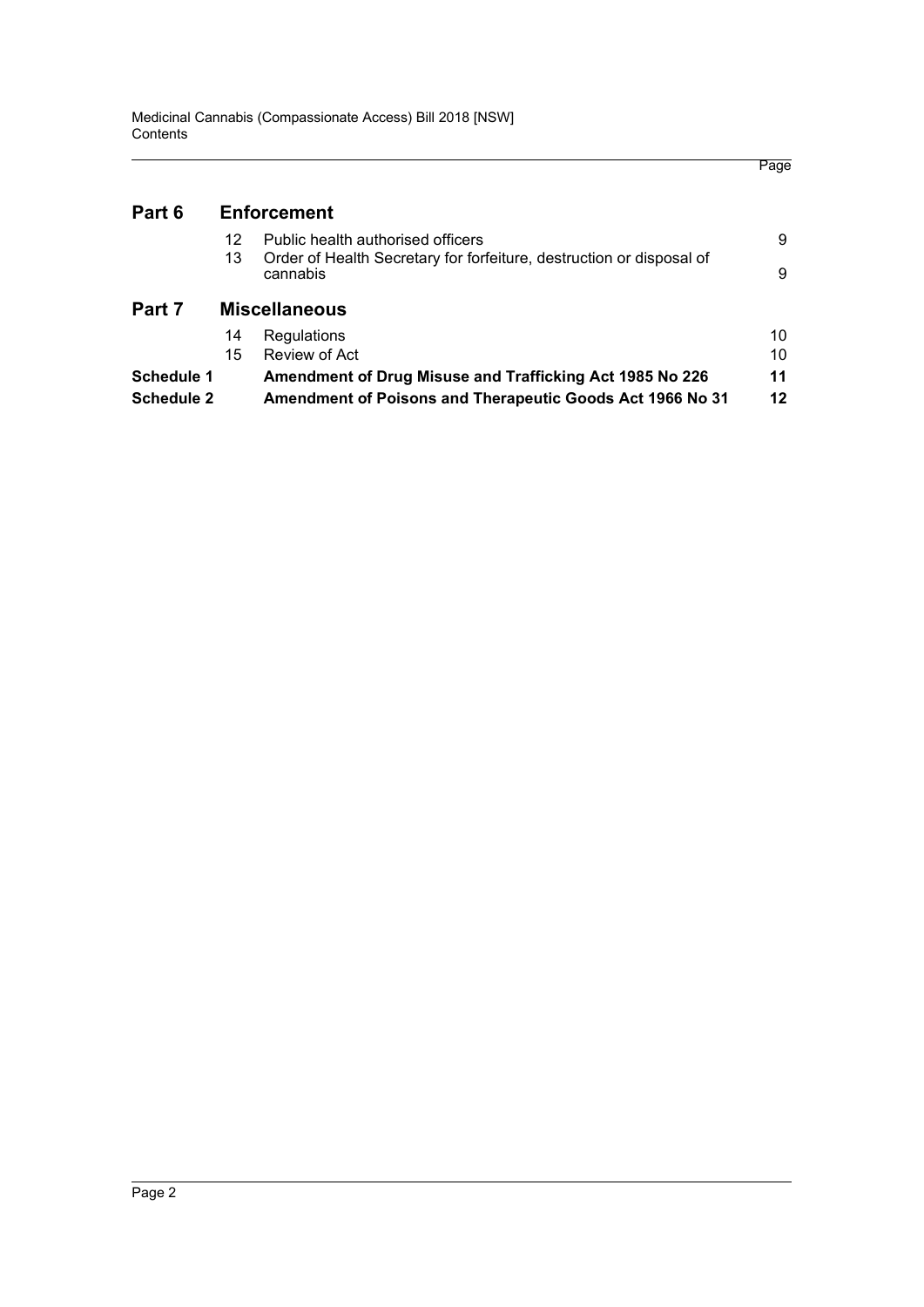| | | | Page |
|---|---|---|---|
| **Part 6** | **Enforcement** | | |
| | 12 | Public health authorised officers | 9 |
| | 13 | Order of Health Secretary for forfeiture, destruction or disposal of cannabis | 9 |
| **Part 7** | **Miscellaneous** | | |
| | 14 | Regulations | 10 |
| | 15 | Review of Act | 10 |
| **Schedule 1** | | **Amendment of Drug Misuse and Trafficking Act 1985 No 226** | **11** |
| **Schedule 2** | | **Amendment of Poisons and Therapeutic Goods Act 1966 No 31** | **12** |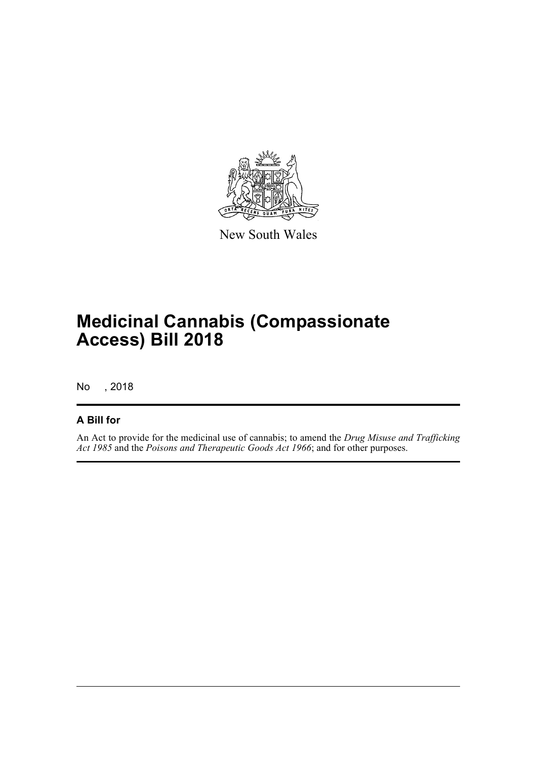New South Wales

# Medicinal Cannabis (Compassionate Access) Bill 2018

No , 2018

## A Bill for

An Act to provide for the medicinal use of cannabis; to amend the *Drug Misuse and Trafficking Act 1985* and the *Poisons and Therapeutic Goods Act 1966*; and for other purposes.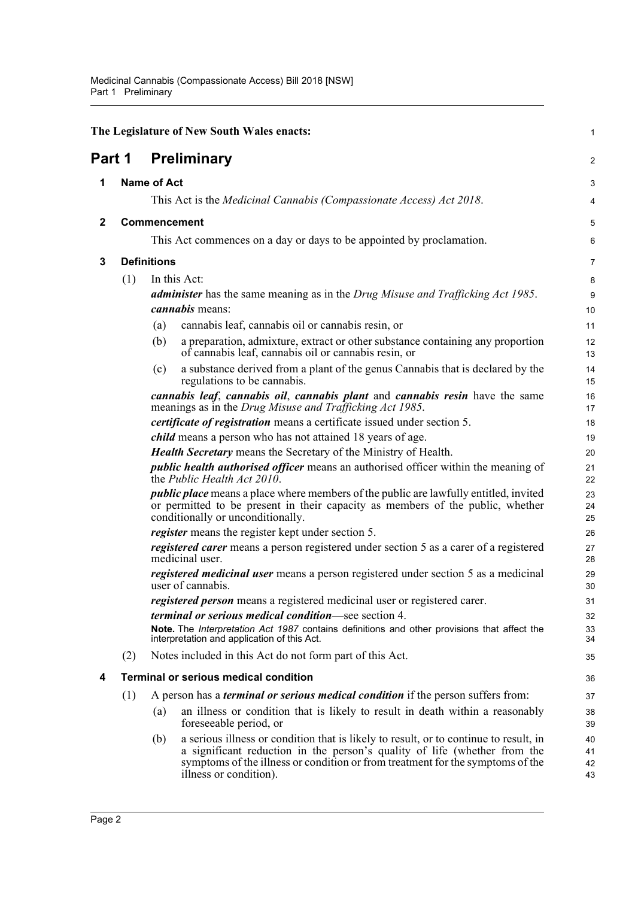The Legislature of New South Wales enacts:

# Part 1 Preliminary

## 1 Name of Act

This Act is the *Medicinal Cannabis (Compassionate Access) Act 2018*.

## 2 Commencement

This Act commences on a day or days to be appointed by proclamation.

## 3 Definitions

(1) In this Act:

***administer*** has the same meaning as in the *Drug Misuse and Trafficking Act 1985*.

***cannabis*** means:

(a) cannabis leaf, cannabis oil or cannabis resin, or

(b) a preparation, admixture, extract or other substance containing any proportion of cannabis leaf, cannabis oil or cannabis resin, or

(c) a substance derived from a plant of the genus Cannabis that is declared by the regulations to be cannabis.

***cannabis leaf***, ***cannabis oil***, ***cannabis plant*** and ***cannabis resin*** have the same meanings as in the *Drug Misuse and Trafficking Act 1985*.

***certificate of registration*** means a certificate issued under section 5.

***child*** means a person who has not attained 18 years of age.

***Health Secretary*** means the Secretary of the Ministry of Health.

***public health authorised officer*** means an authorised officer within the meaning of the *Public Health Act 2010*.

***public place*** means a place where members of the public are lawfully entitled, invited or permitted to be present in their capacity as members of the public, whether conditionally or unconditionally.

***register*** means the register kept under section 5.

***registered carer*** means a person registered under section 5 as a carer of a registered medicinal user.

***registered medicinal user*** means a person registered under section 5 as a medicinal user of cannabis.

***registered person*** means a registered medicinal user or registered carer.

***terminal or serious medical condition***—see section 4.

**Note.** The *Interpretation Act 1987* contains definitions and other provisions that affect the interpretation and application of this Act.

(2) Notes included in this Act do not form part of this Act.

## 4 Terminal or serious medical condition

(1) A person has a ***terminal or serious medical condition*** if the person suffers from:

(a) an illness or condition that is likely to result in death within a reasonably foreseeable period, or

(b) a serious illness or condition that is likely to result, or to continue to result, in a significant reduction in the person's quality of life (whether from the symptoms of the illness or condition or from treatment for the symptoms of the illness or condition).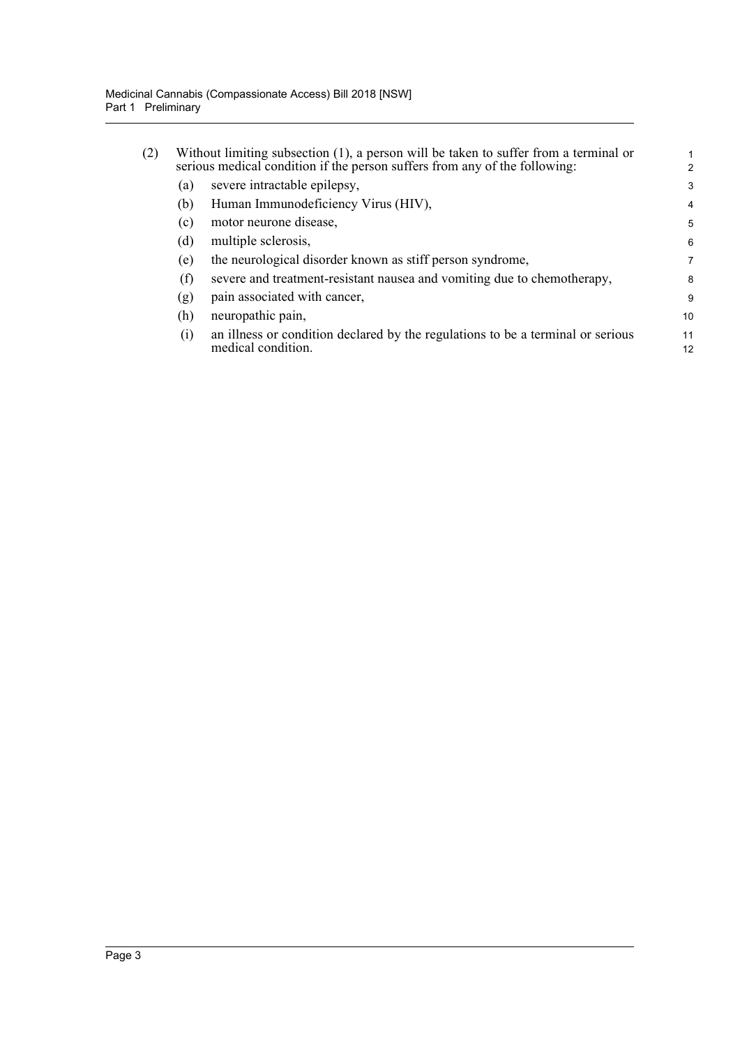(2) Without limiting subsection (1), a person will be taken to suffer from a terminal or serious medical condition if the person suffers from any of the following:

(a) severe intractable epilepsy,

(b) Human Immunodeficiency Virus (HIV),

(c) motor neurone disease,

(d) multiple sclerosis,

(e) the neurological disorder known as stiff person syndrome,

(f) severe and treatment-resistant nausea and vomiting due to chemotherapy,

(g) pain associated with cancer,

(h) neuropathic pain,

(i) an illness or condition declared by the regulations to be a terminal or serious medical condition.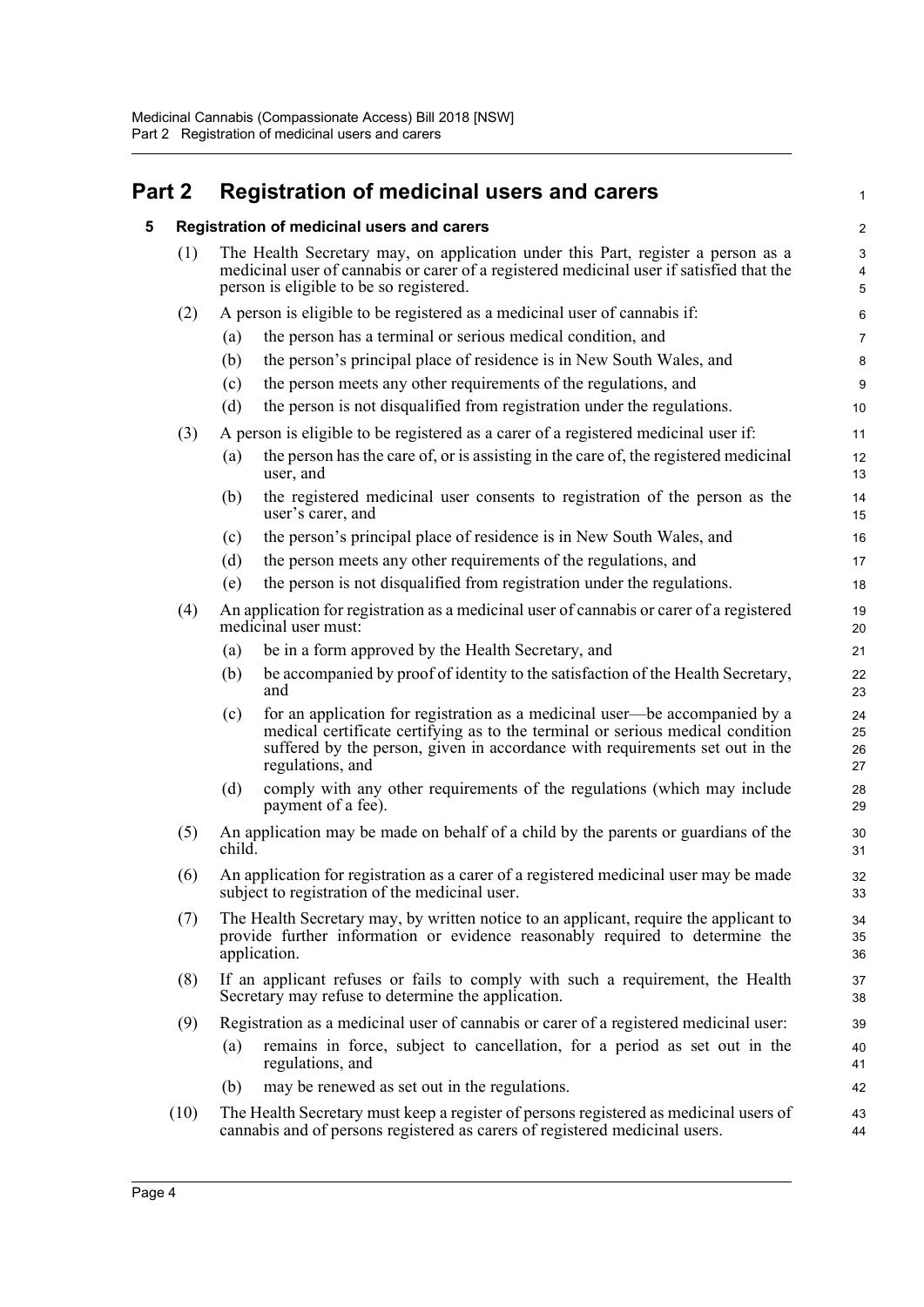# Part 2 Registration of medicinal users and carers

## 5 Registration of medicinal users and carers

(1) The Health Secretary may, on application under this Part, register a person as a medicinal user of cannabis or carer of a registered medicinal user if satisfied that the person is eligible to be so registered.

(2) A person is eligible to be registered as a medicinal user of cannabis if:

- (a) the person has a terminal or serious medical condition, and
- (b) the person's principal place of residence is in New South Wales, and
- (c) the person meets any other requirements of the regulations, and
- (d) the person is not disqualified from registration under the regulations.

(3) A person is eligible to be registered as a carer of a registered medicinal user if:

- (a) the person has the care of, or is assisting in the care of, the registered medicinal user, and
- (b) the registered medicinal user consents to registration of the person as the user's carer, and
- (c) the person's principal place of residence is in New South Wales, and
- (d) the person meets any other requirements of the regulations, and
- (e) the person is not disqualified from registration under the regulations.

(4) An application for registration as a medicinal user of cannabis or carer of a registered medicinal user must:

- (a) be in a form approved by the Health Secretary, and
- (b) be accompanied by proof of identity to the satisfaction of the Health Secretary, and
- (c) for an application for registration as a medicinal user—be accompanied by a medical certificate certifying as to the terminal or serious medical condition suffered by the person, given in accordance with requirements set out in the regulations, and
- (d) comply with any other requirements of the regulations (which may include payment of a fee).

(5) An application may be made on behalf of a child by the parents or guardians of the child.

(6) An application for registration as a carer of a registered medicinal user may be made subject to registration of the medicinal user.

(7) The Health Secretary may, by written notice to an applicant, require the applicant to provide further information or evidence reasonably required to determine the application.

(8) If an applicant refuses or fails to comply with such a requirement, the Health Secretary may refuse to determine the application.

(9) Registration as a medicinal user of cannabis or carer of a registered medicinal user:

- (a) remains in force, subject to cancellation, for a period as set out in the regulations, and
- (b) may be renewed as set out in the regulations.

(10) The Health Secretary must keep a register of persons registered as medicinal users of cannabis and of persons registered as carers of registered medicinal users.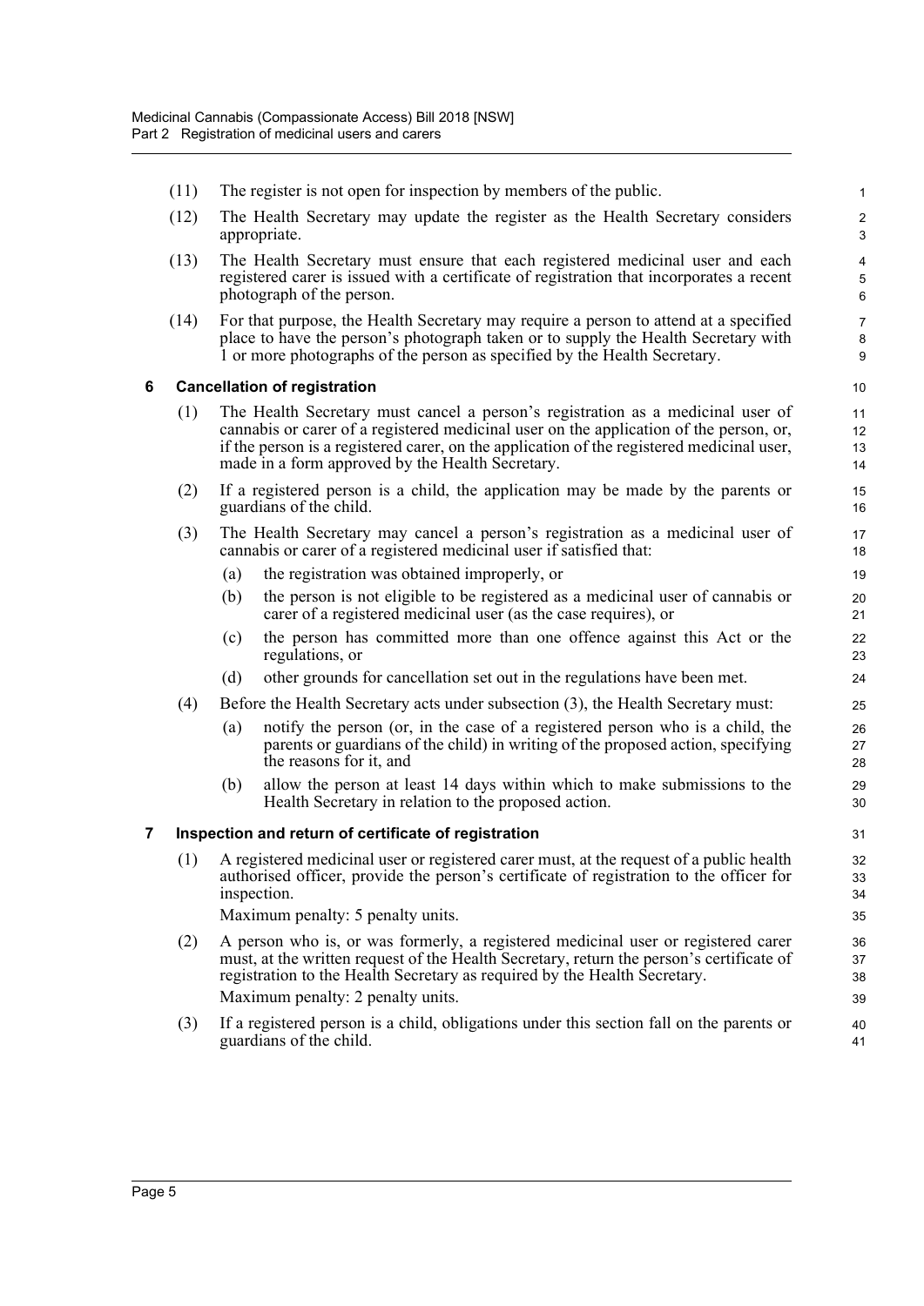(11) The register is not open for inspection by members of the public.

(12) The Health Secretary may update the register as the Health Secretary considers appropriate.

(13) The Health Secretary must ensure that each registered medicinal user and each registered carer is issued with a certificate of registration that incorporates a recent photograph of the person.

(14) For that purpose, the Health Secretary may require a person to attend at a specified place to have the person's photograph taken or to supply the Health Secretary with 1 or more photographs of the person as specified by the Health Secretary.

### 6 Cancellation of registration

(1) The Health Secretary must cancel a person's registration as a medicinal user of cannabis or carer of a registered medicinal user on the application of the person, or, if the person is a registered carer, on the application of the registered medicinal user, made in a form approved by the Health Secretary.

(2) If a registered person is a child, the application may be made by the parents or guardians of the child.

(3) The Health Secretary may cancel a person's registration as a medicinal user of cannabis or carer of a registered medicinal user if satisfied that:

- (a) the registration was obtained improperly, or
- (b) the person is not eligible to be registered as a medicinal user of cannabis or carer of a registered medicinal user (as the case requires), or
- (c) the person has committed more than one offence against this Act or the regulations, or
- (d) other grounds for cancellation set out in the regulations have been met.

(4) Before the Health Secretary acts under subsection (3), the Health Secretary must:

- (a) notify the person (or, in the case of a registered person who is a child, the parents or guardians of the child) in writing of the proposed action, specifying the reasons for it, and
- (b) allow the person at least 14 days within which to make submissions to the Health Secretary in relation to the proposed action.

### 7 Inspection and return of certificate of registration

(1) A registered medicinal user or registered carer must, at the request of a public health authorised officer, provide the person's certificate of registration to the officer for inspection.

Maximum penalty: 5 penalty units.

(2) A person who is, or was formerly, a registered medicinal user or registered carer must, at the written request of the Health Secretary, return the person's certificate of registration to the Health Secretary as required by the Health Secretary.

Maximum penalty: 2 penalty units.

(3) If a registered person is a child, obligations under this section fall on the parents or guardians of the child.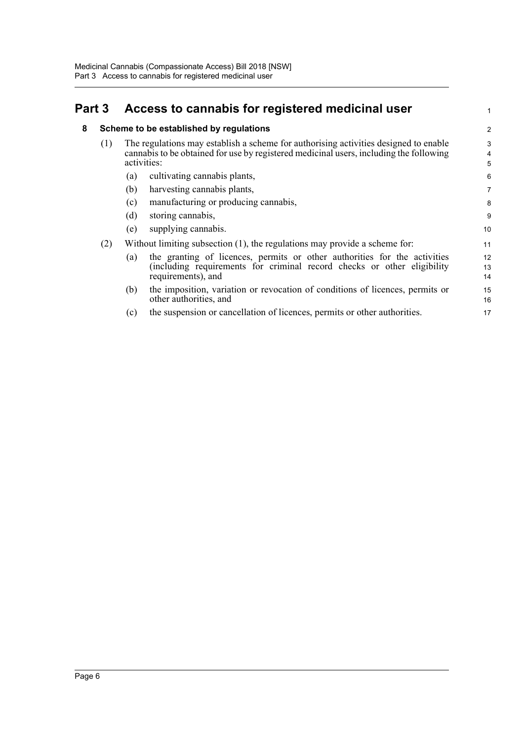# Part 3 Access to cannabis for registered medicinal user

## 8 Scheme to be established by regulations

(1) The regulations may establish a scheme for authorising activities designed to enable cannabis to be obtained for use by registered medicinal users, including the following activities:

- (a) cultivating cannabis plants,
- (b) harvesting cannabis plants,
- (c) manufacturing or producing cannabis,
- (d) storing cannabis,
- (e) supplying cannabis.

(2) Without limiting subsection (1), the regulations may provide a scheme for:

- (a) the granting of licences, permits or other authorities for the activities (including requirements for criminal record checks or other eligibility requirements), and
- (b) the imposition, variation or revocation of conditions of licences, permits or other authorities, and
- (c) the suspension or cancellation of licences, permits or other authorities.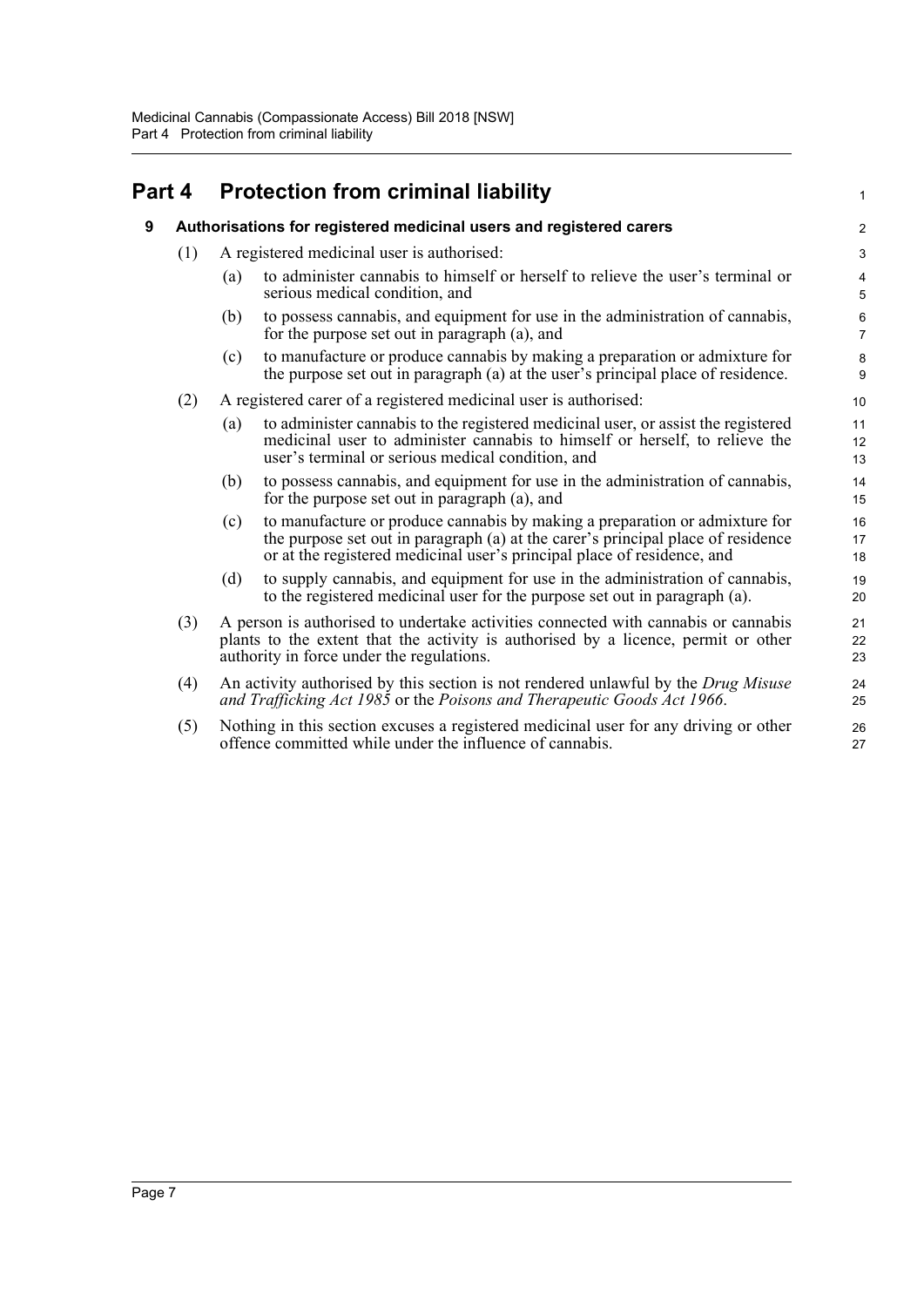# Part 4 Protection from criminal liability

## 9 Authorisations for registered medicinal users and registered carers

(1) A registered medicinal user is authorised:

- (a) to administer cannabis to himself or herself to relieve the user's terminal or serious medical condition, and
- (b) to possess cannabis, and equipment for use in the administration of cannabis, for the purpose set out in paragraph (a), and
- (c) to manufacture or produce cannabis by making a preparation or admixture for the purpose set out in paragraph (a) at the user's principal place of residence.

(2) A registered carer of a registered medicinal user is authorised:

- (a) to administer cannabis to the registered medicinal user, or assist the registered medicinal user to administer cannabis to himself or herself, to relieve the user's terminal or serious medical condition, and
- (b) to possess cannabis, and equipment for use in the administration of cannabis, for the purpose set out in paragraph (a), and
- (c) to manufacture or produce cannabis by making a preparation or admixture for the purpose set out in paragraph (a) at the carer's principal place of residence or at the registered medicinal user's principal place of residence, and
- (d) to supply cannabis, and equipment for use in the administration of cannabis, to the registered medicinal user for the purpose set out in paragraph (a).

(3) A person is authorised to undertake activities connected with cannabis or cannabis plants to the extent that the activity is authorised by a licence, permit or other authority in force under the regulations.

(4) An activity authorised by this section is not rendered unlawful by the *Drug Misuse and Trafficking Act 1985* or the *Poisons and Therapeutic Goods Act 1966*.

(5) Nothing in this section excuses a registered medicinal user for any driving or other offence committed while under the influence of cannabis.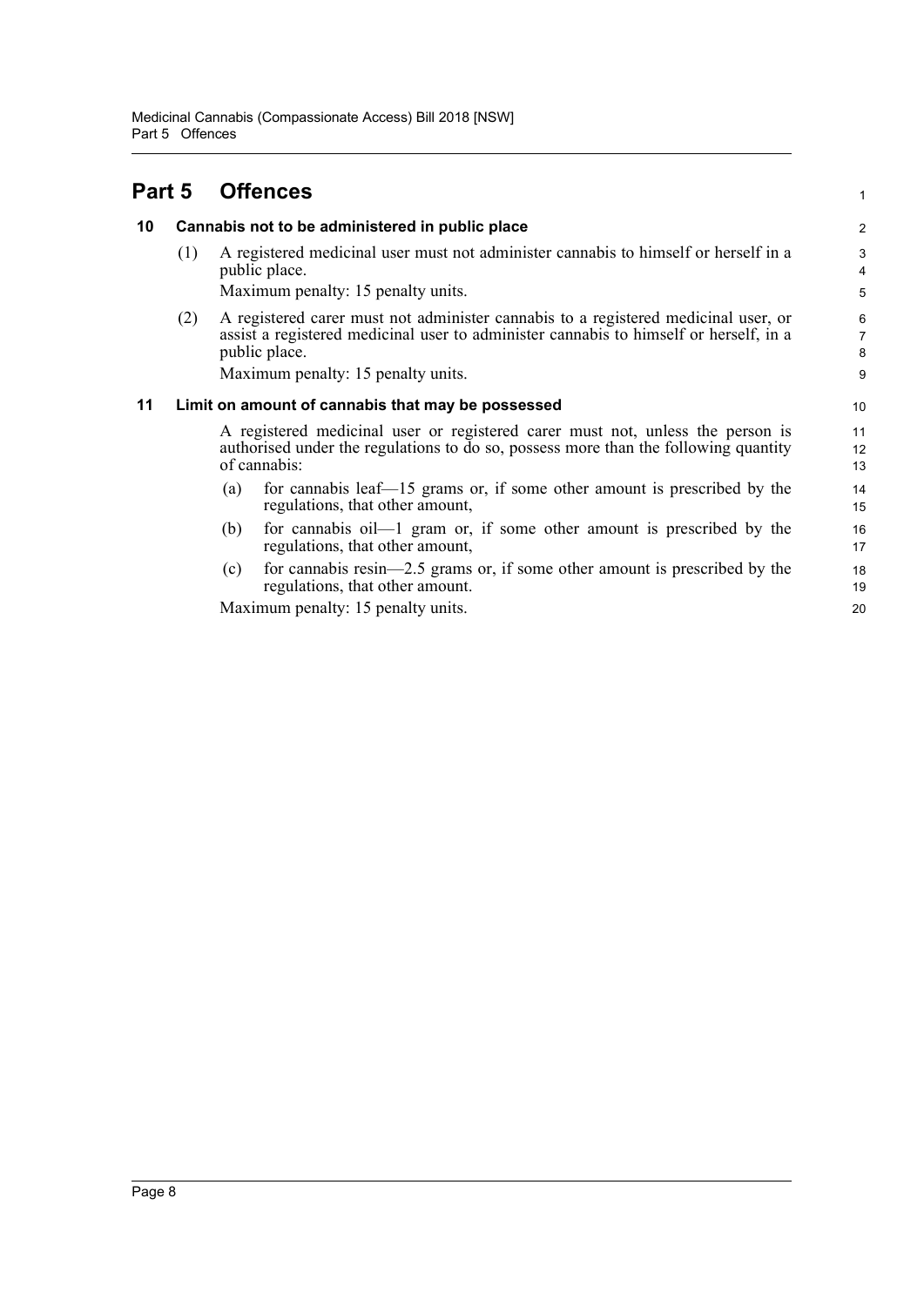# Part 5 Offences

## 10 Cannabis not to be administered in public place

(1) A registered medicinal user must not administer cannabis to himself or herself in a public place.

Maximum penalty: 15 penalty units.

(2) A registered carer must not administer cannabis to a registered medicinal user, or assist a registered medicinal user to administer cannabis to himself or herself, in a public place.

Maximum penalty: 15 penalty units.

## 11 Limit on amount of cannabis that may be possessed

A registered medicinal user or registered carer must not, unless the person is authorised under the regulations to do so, possess more than the following quantity of cannabis:

(a) for cannabis leaf—15 grams or, if some other amount is prescribed by the regulations, that other amount,

(b) for cannabis oil—1 gram or, if some other amount is prescribed by the regulations, that other amount,

(c) for cannabis resin—2.5 grams or, if some other amount is prescribed by the regulations, that other amount.

Maximum penalty: 15 penalty units.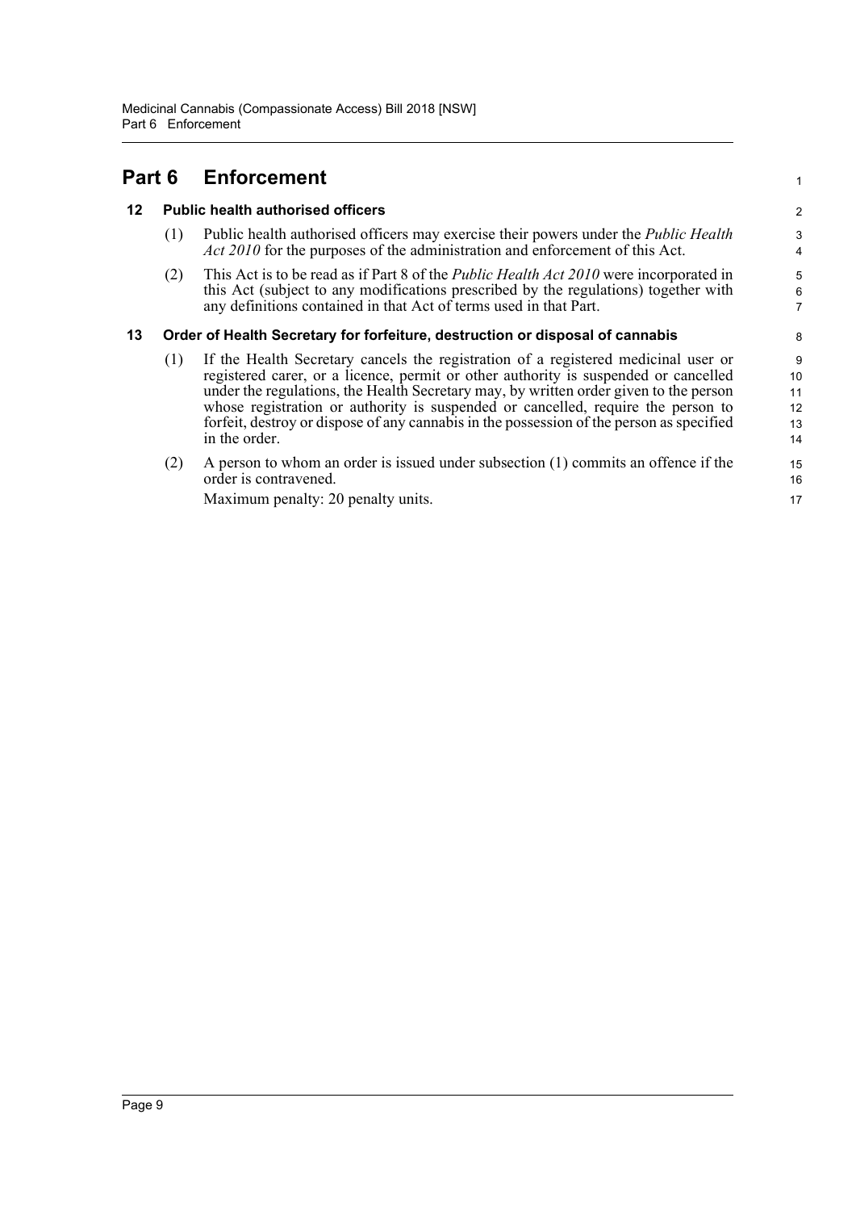# Part 6 Enforcement

## 12 Public health authorised officers

(1) Public health authorised officers may exercise their powers under the *Public Health Act 2010* for the purposes of the administration and enforcement of this Act.

(2) This Act is to be read as if Part 8 of the *Public Health Act 2010* were incorporated in this Act (subject to any modifications prescribed by the regulations) together with any definitions contained in that Act of terms used in that Part.

## 13 Order of Health Secretary for forfeiture, destruction or disposal of cannabis

(1) If the Health Secretary cancels the registration of a registered medicinal user or registered carer, or a licence, permit or other authority is suspended or cancelled under the regulations, the Health Secretary may, by written order given to the person whose registration or authority is suspended or cancelled, require the person to forfeit, destroy or dispose of any cannabis in the possession of the person as specified in the order.

(2) A person to whom an order is issued under subsection (1) commits an offence if the order is contravened.

Maximum penalty: 20 penalty units.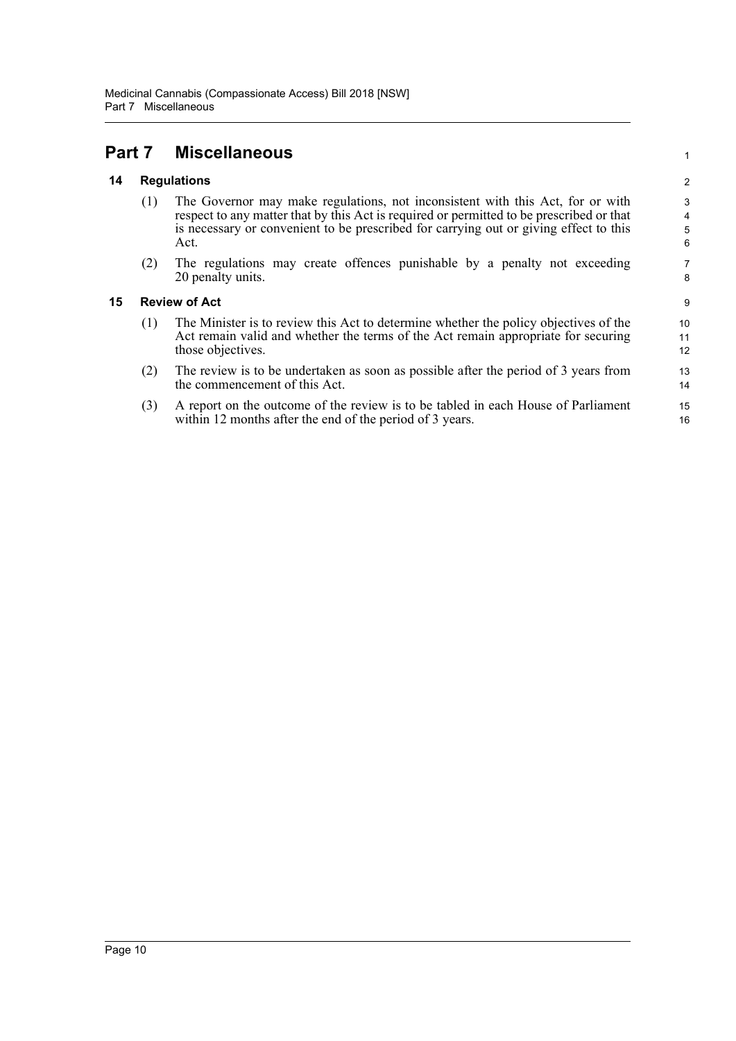# Part 7 Miscellaneous

## 14 Regulations

(1) The Governor may make regulations, not inconsistent with this Act, for or with respect to any matter that by this Act is required or permitted to be prescribed or that is necessary or convenient to be prescribed for carrying out or giving effect to this Act.

(2) The regulations may create offences punishable by a penalty not exceeding 20 penalty units.

## 15 Review of Act

(1) The Minister is to review this Act to determine whether the policy objectives of the Act remain valid and whether the terms of the Act remain appropriate for securing those objectives.

(2) The review is to be undertaken as soon as possible after the period of 3 years from the commencement of this Act.

(3) A report on the outcome of the review is to be tabled in each House of Parliament within 12 months after the end of the period of 3 years.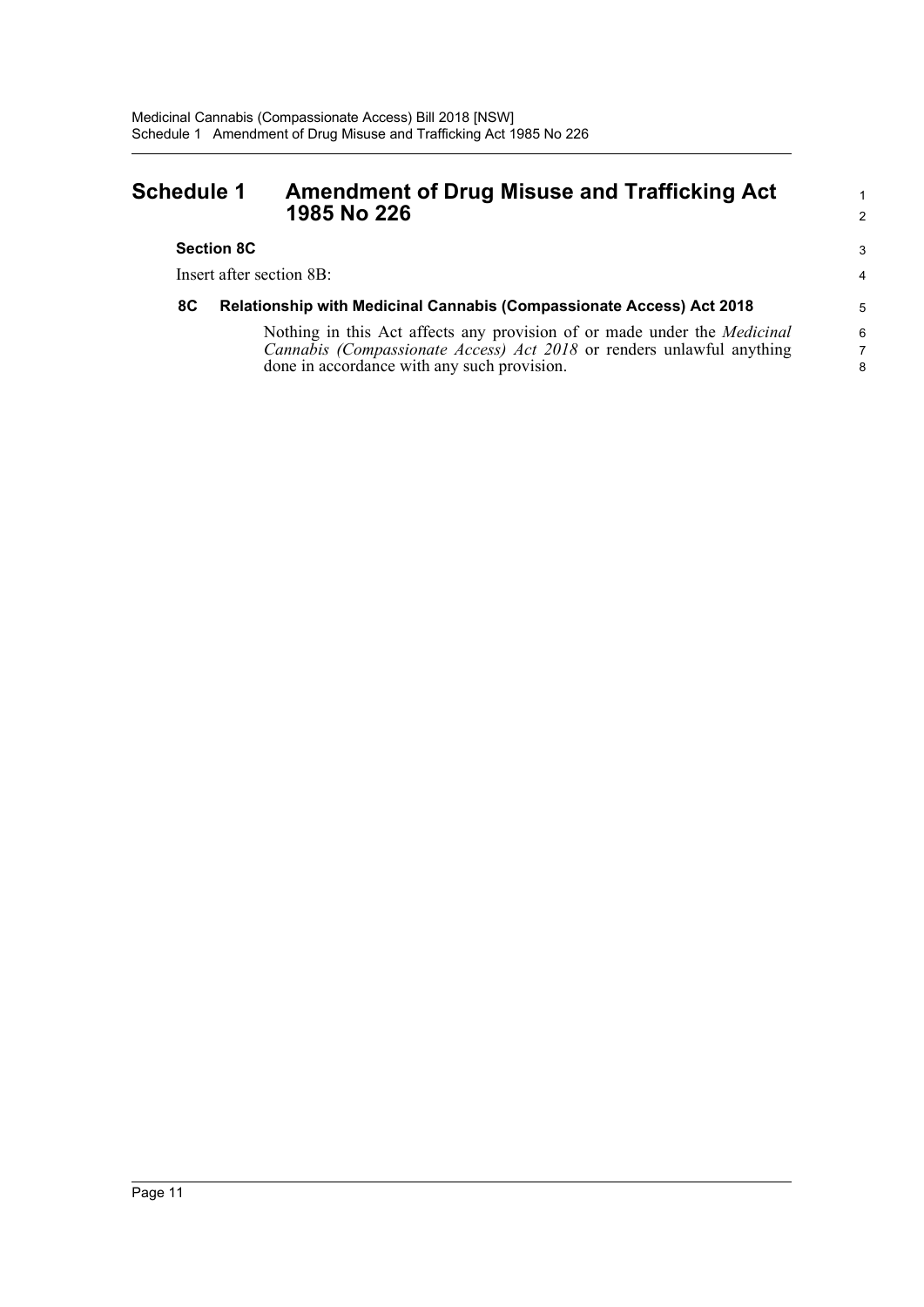# Schedule 1 Amendment of Drug Misuse and Trafficking Act 1985 No 226

**Section 8C**

Insert after section 8B:

### 8C Relationship with Medicinal Cannabis (Compassionate Access) Act 2018

Nothing in this Act affects any provision of or made under the *Medicinal Cannabis (Compassionate Access) Act 2018* or renders unlawful anything done in accordance with any such provision.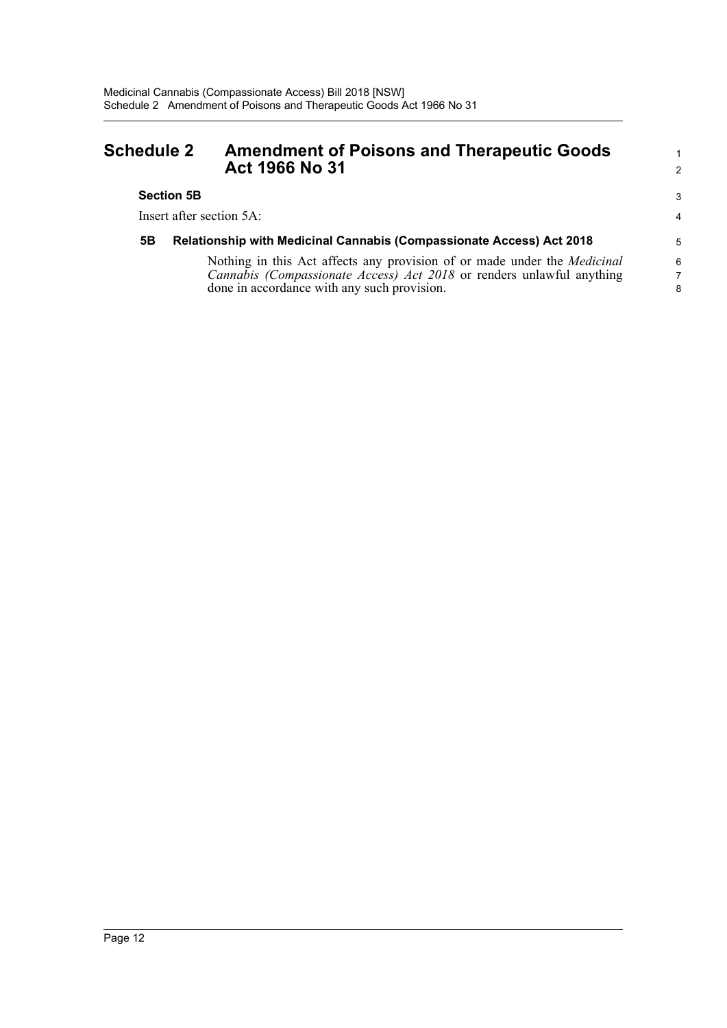# Schedule 2 Amendment of Poisons and Therapeutic Goods Act 1966 No 31

### Section 5B

Insert after section 5A:

#### 5B Relationship with Medicinal Cannabis (Compassionate Access) Act 2018

Nothing in this Act affects any provision of or made under the *Medicinal Cannabis (Compassionate Access) Act 2018* or renders unlawful anything done in accordance with any such provision.